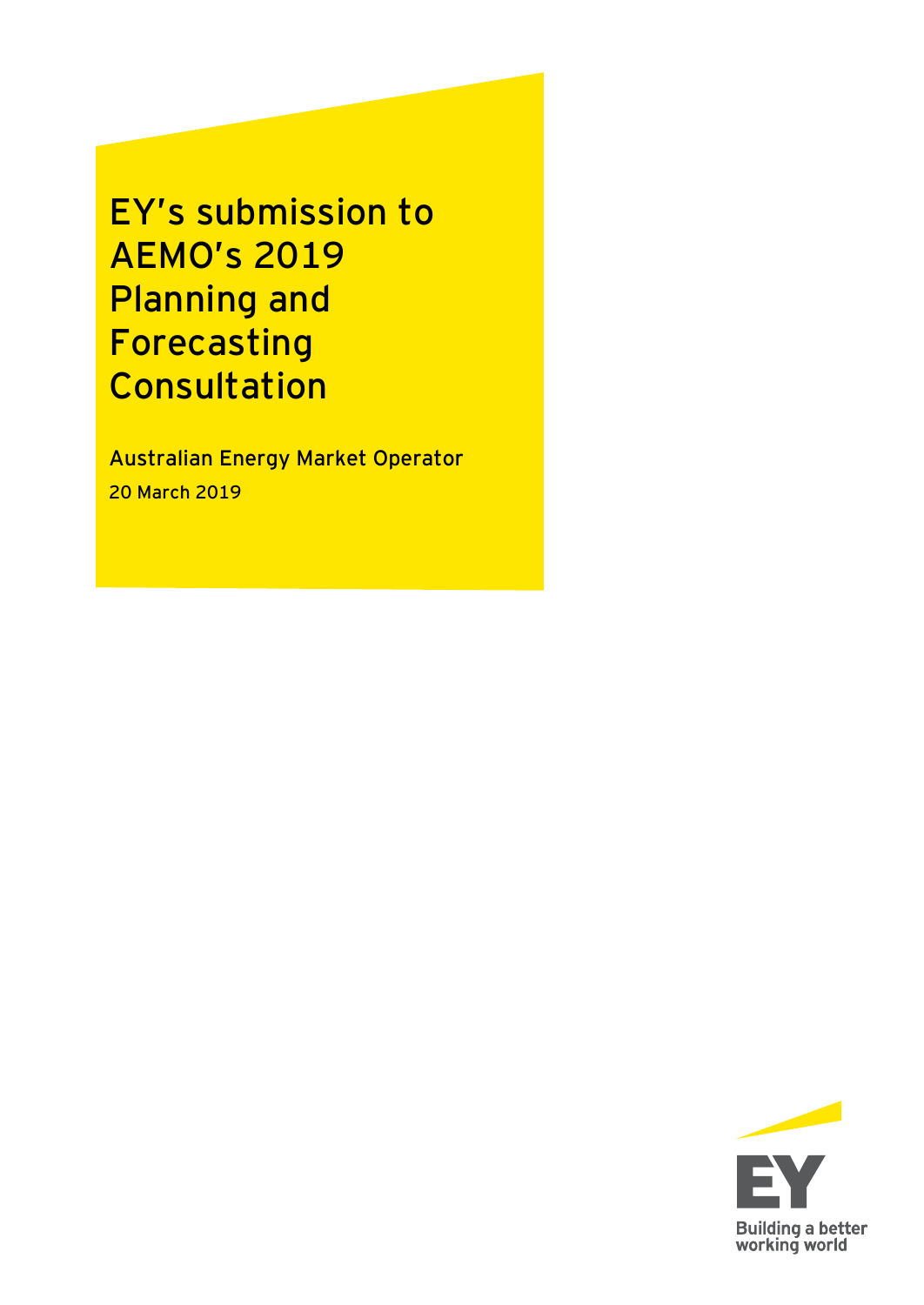# EY's submission to AEMO's 2019 Planning and Forecasting Consultation

Australian Energy Market Operator

20 March 2019

EY

Building a better working world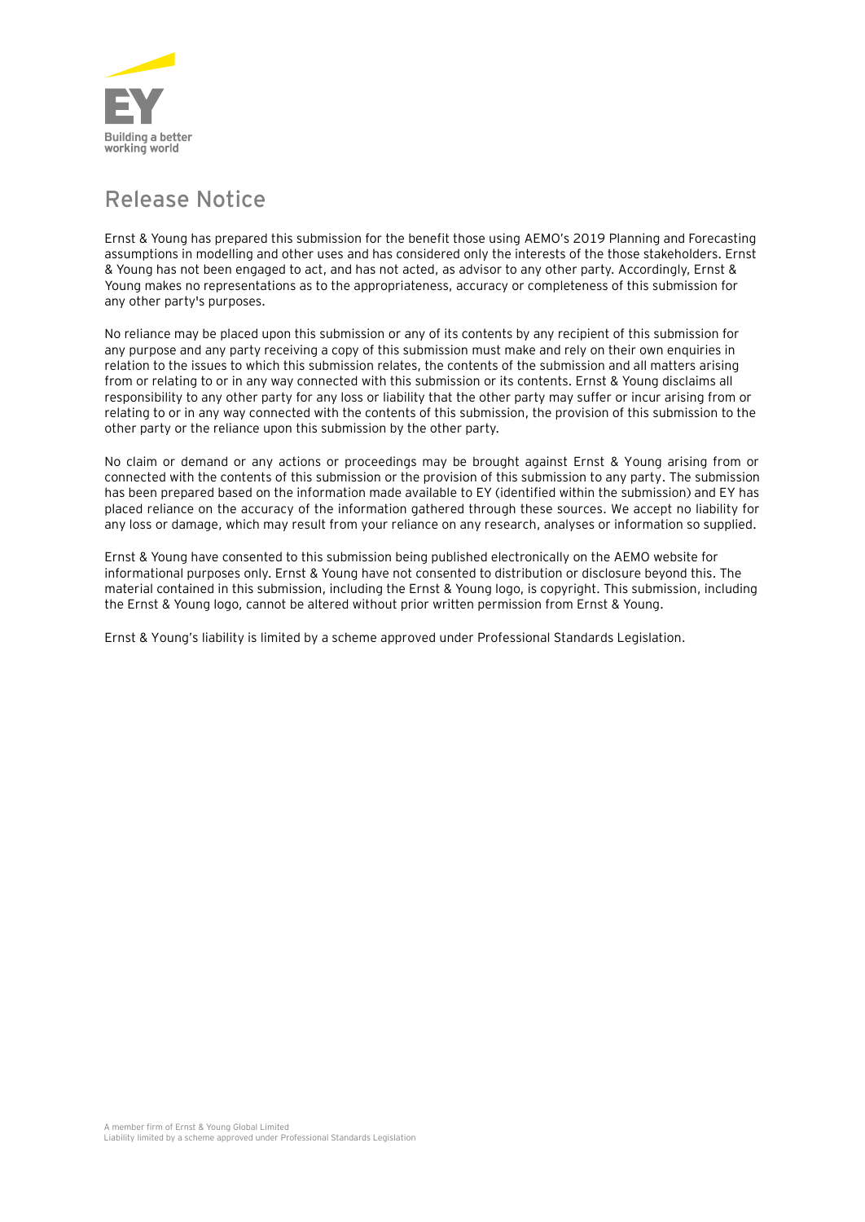# Release Notice

Ernst & Young has prepared this submission for the benefit those using AEMO's 2019 Planning and Forecasting assumptions in modelling and other uses and has considered only the interests of the those stakeholders. Ernst & Young has not been engaged to act, and has not acted, as advisor to any other party. Accordingly, Ernst & Young makes no representations as to the appropriateness, accuracy or completeness of this submission for any other party's purposes.

No reliance may be placed upon this submission or any of its contents by any recipient of this submission for any purpose and any party receiving a copy of this submission must make and rely on their own enquiries in relation to the issues to which this submission relates, the contents of the submission and all matters arising from or relating to or in any way connected with this submission or its contents. Ernst & Young disclaims all responsibility to any other party for any loss or liability that the other party may suffer or incur arising from or relating to or in any way connected with the contents of this submission, the provision of this submission to the other party or the reliance upon this submission by the other party.

No claim or demand or any actions or proceedings may be brought against Ernst & Young arising from or connected with the contents of this submission or the provision of this submission to any party. The submission has been prepared based on the information made available to EY (identified within the submission) and EY has placed reliance on the accuracy of the information gathered through these sources. We accept no liability for any loss or damage, which may result from your reliance on any research, analyses or information so supplied.

Ernst & Young have consented to this submission being published electronically on the AEMO website for informational purposes only. Ernst & Young have not consented to distribution or disclosure beyond this. The material contained in this submission, including the Ernst & Young logo, is copyright. This submission, including the Ernst & Young logo, cannot be altered without prior written permission from Ernst & Young.

Ernst & Young's liability is limited by a scheme approved under Professional Standards Legislation.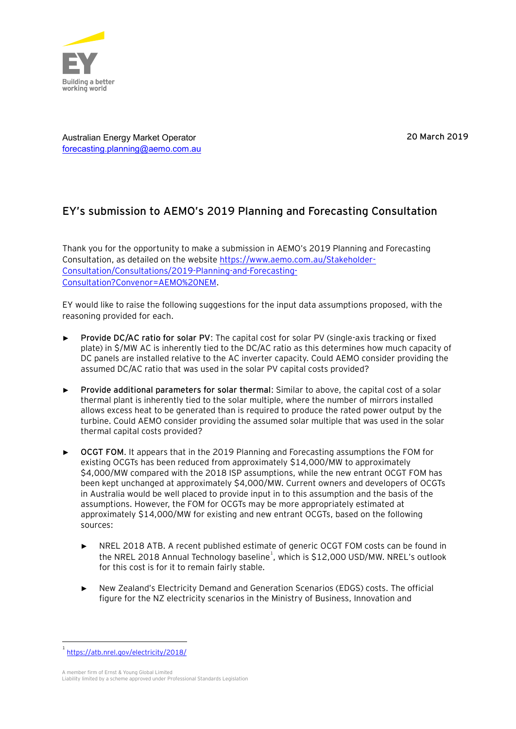EY
Building a better working world

Australian Energy Market Operator
forecasting.planning@aemo.com.au

20 March 2019

# EY's submission to AEMO's 2019 Planning and Forecasting Consultation

Thank you for the opportunity to make a submission in AEMO's 2019 Planning and Forecasting Consultation, as detailed on the website https://www.aemo.com.au/Stakeholder-Consultation/Consultations/2019-Planning-and-Forecasting-Consultation?Convenor=AEMO%20NEM.

EY would like to raise the following suggestions for the input data assumptions proposed, with the reasoning provided for each.

- **Provide DC/AC ratio for solar PV**: The capital cost for solar PV (single-axis tracking or fixed plate) in $/MW AC is inherently tied to the DC/AC ratio as this determines how much capacity of DC panels are installed relative to the AC inverter capacity. Could AEMO consider providing the assumed DC/AC ratio that was used in the solar PV capital costs provided?

- **Provide additional parameters for solar thermal**: Similar to above, the capital cost of a solar thermal plant is inherently tied to the solar multiple, where the number of mirrors installed allows excess heat to be generated than is required to produce the rated power output by the turbine. Could AEMO consider providing the assumed solar multiple that was used in the solar thermal capital costs provided?

- **OCGT FOM**. It appears that in the 2019 Planning and Forecasting assumptions the FOM for existing OCGTs has been reduced from approximately $14,000/MW to approximately $4,000/MW compared with the 2018 ISP assumptions, while the new entrant OCGT FOM has been kept unchanged at approximately $4,000/MW. Current owners and developers of OCGTs in Australia would be well placed to provide input in to this assumption and the basis of the assumptions. However, the FOM for OCGTs may be more appropriately estimated at approximately $14,000/MW for existing and new entrant OCGTs, based on the following sources:

  - NREL 2018 ATB. A recent published estimate of generic OCGT FOM costs can be found in the NREL 2018 Annual Technology baseline[1], which is $12,000 USD/MW. NREL's outlook for this cost is for it to remain fairly stable.

  - New Zealand's Electricity Demand and Generation Scenarios (EDGS) costs. The official figure for the NZ electricity scenarios in the Ministry of Business, Innovation and

---

[1] https://atb.nrel.gov/electricity/2018/

A member firm of Ernst & Young Global Limited
Liability limited by a scheme approved under Professional Standards Legislation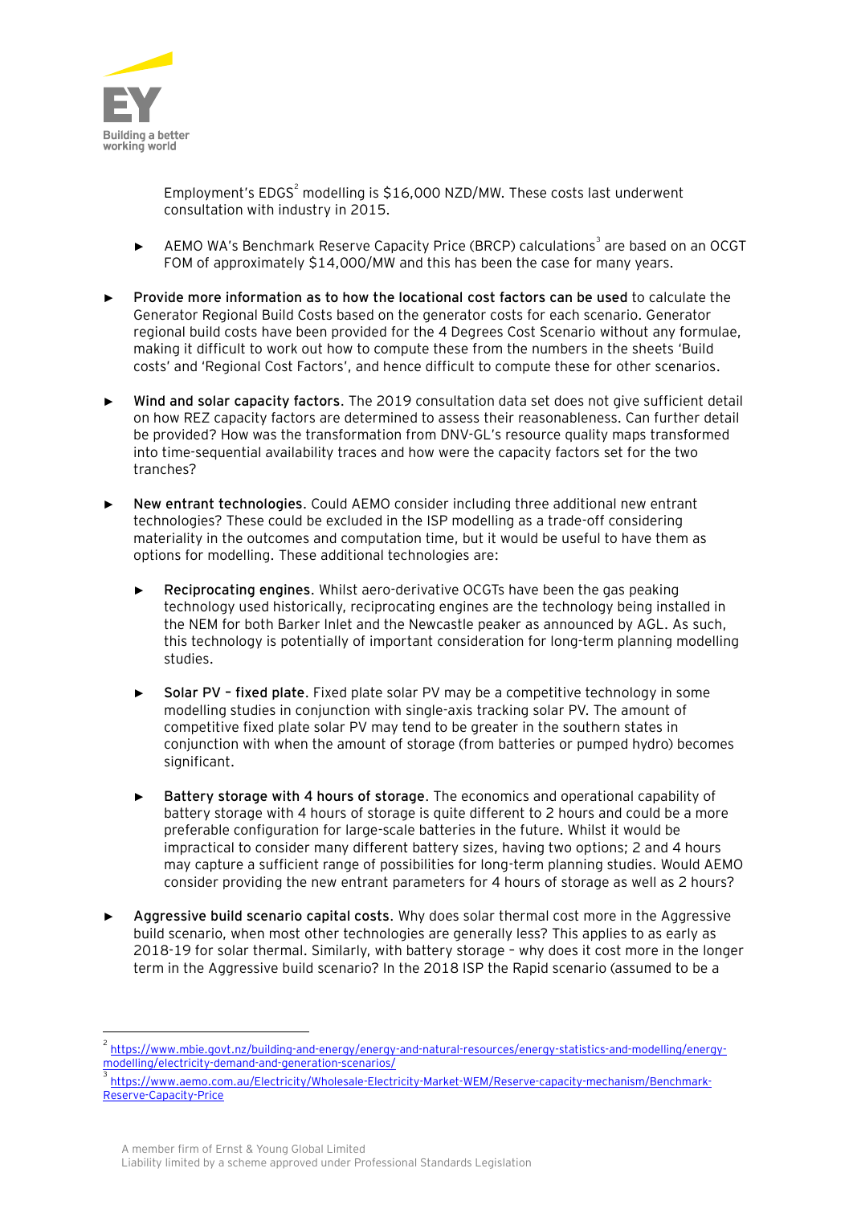Employment's EDGS[2] modelling is $16,000 NZD/MW. These costs last underwent consultation with industry in 2015.

  - AEMO WA's Benchmark Reserve Capacity Price (BRCP) calculations[3] are based on an OCGT FOM of approximately $14,000/MW and this has been the case for many years.

- **Provide more information as to how the locational cost factors can be used** to calculate the Generator Regional Build Costs based on the generator costs for each scenario. Generator regional build costs have been provided for the 4 Degrees Cost Scenario without any formulae, making it difficult to work out how to compute these from the numbers in the sheets 'Build costs' and 'Regional Cost Factors', and hence difficult to compute these for other scenarios.

- **Wind and solar capacity factors**. The 2019 consultation data set does not give sufficient detail on how REZ capacity factors are determined to assess their reasonableness. Can further detail be provided? How was the transformation from DNV-GL's resource quality maps transformed into time-sequential availability traces and how were the capacity factors set for the two tranches?

- **New entrant technologies**. Could AEMO consider including three additional new entrant technologies? These could be excluded in the ISP modelling as a trade-off considering materiality in the outcomes and computation time, but it would be useful to have them as options for modelling. These additional technologies are:

  - **Reciprocating engines**. Whilst aero-derivative OCGTs have been the gas peaking technology used historically, reciprocating engines are the technology being installed in the NEM for both Barker Inlet and the Newcastle peaker as announced by AGL. As such, this technology is potentially of important consideration for long-term planning modelling studies.

  - **Solar PV – fixed plate**. Fixed plate solar PV may be a competitive technology in some modelling studies in conjunction with single-axis tracking solar PV. The amount of competitive fixed plate solar PV may tend to be greater in the southern states in conjunction with when the amount of storage (from batteries or pumped hydro) becomes significant.

  - **Battery storage with 4 hours of storage**. The economics and operational capability of battery storage with 4 hours of storage is quite different to 2 hours and could be a more preferable configuration for large-scale batteries in the future. Whilst it would be impractical to consider many different battery sizes, having two options; 2 and 4 hours may capture a sufficient range of possibilities for long-term planning studies. Would AEMO consider providing the new entrant parameters for 4 hours of storage as well as 2 hours?

- **Aggressive build scenario capital costs**. Why does solar thermal cost more in the Aggressive build scenario, when most other technologies are generally less? This applies to as early as 2018-19 for solar thermal. Similarly, with battery storage – why does it cost more in the longer term in the Aggressive build scenario? In the 2018 ISP the Rapid scenario (assumed to be a

---

[2] https://www.mbie.govt.nz/building-and-energy/energy-and-natural-resources/energy-statistics-and-modelling/energy-modelling/electricity-demand-and-generation-scenarios/

[3] https://www.aemo.com.au/Electricity/Wholesale-Electricity-Market-WEM/Reserve-capacity-mechanism/Benchmark-Reserve-Capacity-Price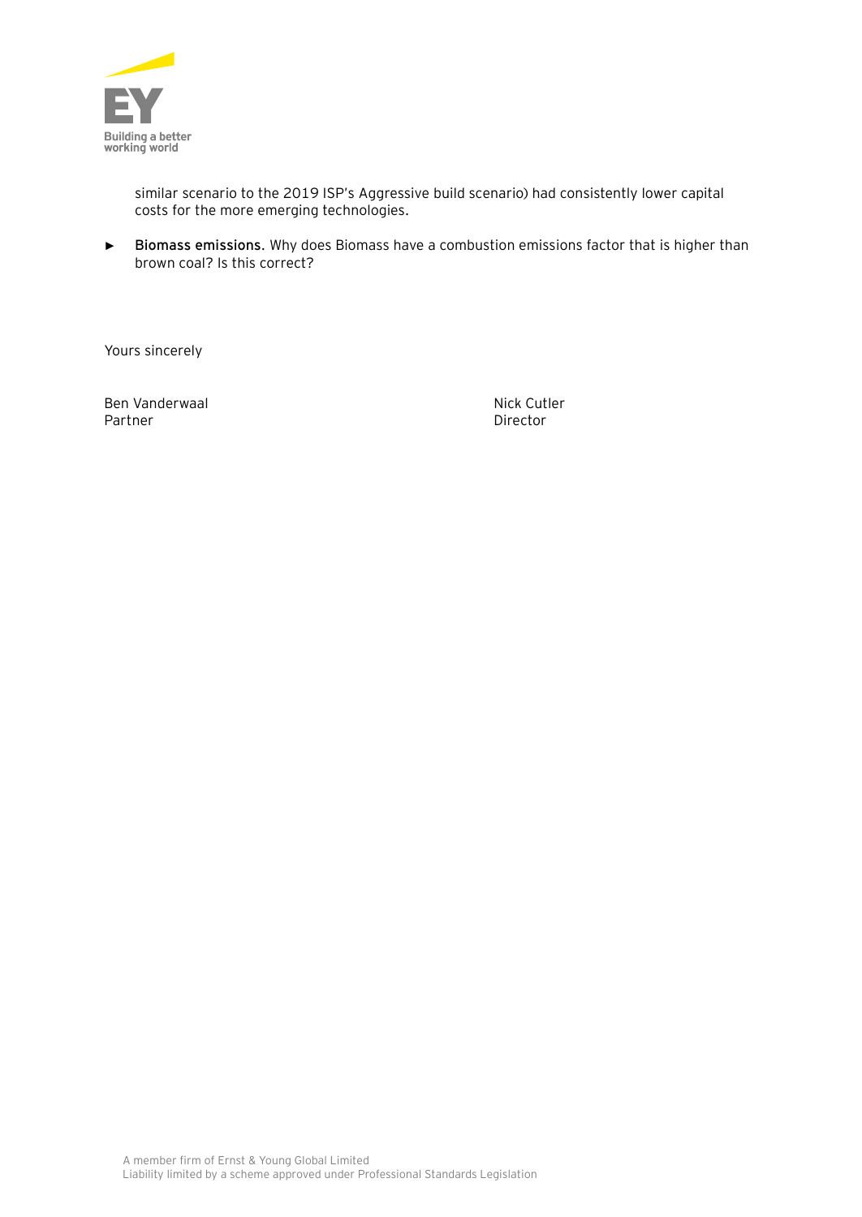similar scenario to the 2019 ISP's Aggressive build scenario) had consistently lower capital costs for the more emerging technologies.

- **Biomass emissions.** Why does Biomass have a combustion emissions factor that is higher than brown coal? Is this correct?

Yours sincerely

Ben Vanderwaal
Partner

Nick Cutler
Director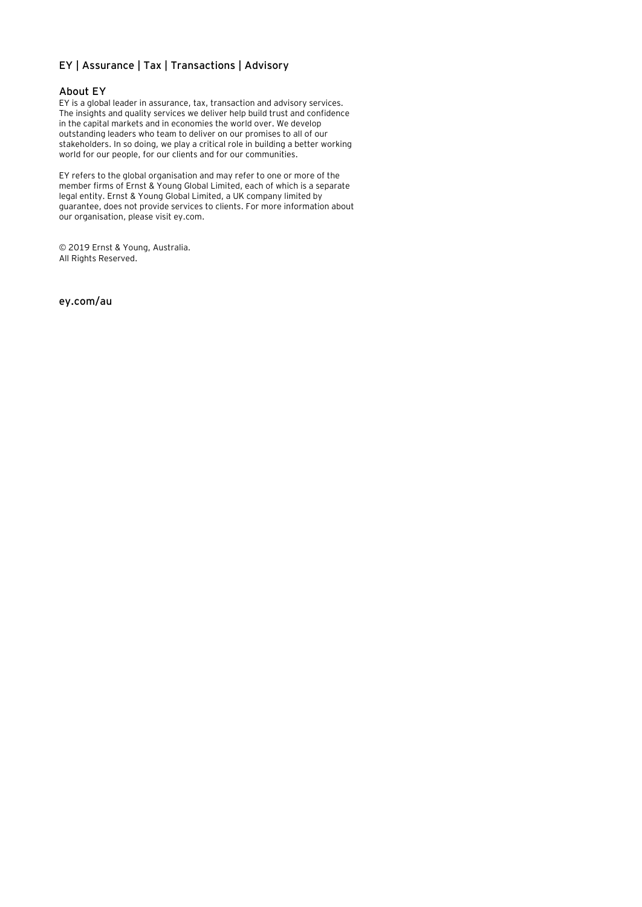## EY | Assurance | Tax | Transactions | Advisory

### About EY

EY is a global leader in assurance, tax, transaction and advisory services. The insights and quality services we deliver help build trust and confidence in the capital markets and in economies the world over. We develop outstanding leaders who team to deliver on our promises to all of our stakeholders. In so doing, we play a critical role in building a better working world for our people, for our clients and for our communities.

EY refers to the global organisation and may refer to one or more of the member firms of Ernst & Young Global Limited, each of which is a separate legal entity. Ernst & Young Global Limited, a UK company limited by guarantee, does not provide services to clients. For more information about our organisation, please visit ey.com.

© 2019 Ernst & Young, Australia.
All Rights Reserved.

**ey.com/au**